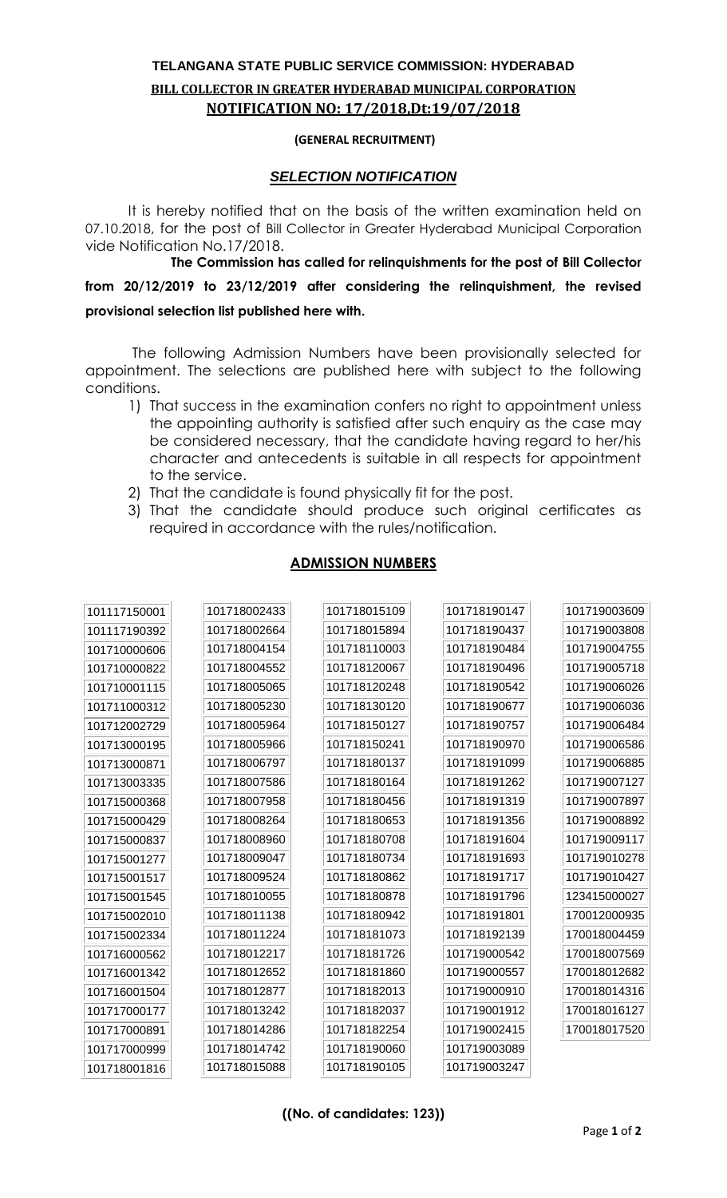**TELANGANA STATE PUBLIC SERVICE COMMISSION: HYDERABAD**

**BILL COLLECTOR IN GREATER HYDERABAD MUNICIPAL CORPORATION**

**NOTIFICATION NO: 17/2018,Dt:19/07/2018**

**(GENERAL RECRUITMENT)**

***SELECTION NOTIFICATION***

It is hereby notified that on the basis of the written examination held on 07.10.2018, for the post of Bill Collector in Greater Hyderabad Municipal Corporation vide Notification No.17/2018.

**The Commission has called for relinquishments for the post of Bill Collector from 20/12/2019 to 23/12/2019 after considering the relinquishment, the revised provisional selection list published here with.**

The following Admission Numbers have been provisionally selected for appointment. The selections are published here with subject to the following conditions.

1) That success in the examination confers no right to appointment unless the appointing authority is satisfied after such enquiry as the case may be considered necessary, that the candidate having regard to her/his character and antecedents is suitable in all respects for appointment to the service.
2) That the candidate is found physically fit for the post.
3) That the candidate should produce such original certificates as required in accordance with the rules/notification.

**ADMISSION NUMBERS**

| | | | | |
|---|---|---|---|---|
| 101117150001 | 101718002433 | 101718015109 | 101718190147 | 101719003609 |
| 101117190392 | 101718002664 | 101718015894 | 101718190437 | 101719003808 |
| 101710000606 | 101718004154 | 101718110003 | 101718190484 | 101719004755 |
| 101710000822 | 101718004552 | 101718120067 | 101718190496 | 101719005718 |
| 101710001115 | 101718005065 | 101718120248 | 101718190542 | 101719006026 |
| 101711000312 | 101718005230 | 101718130120 | 101718190677 | 101719006036 |
| 101712002729 | 101718005964 | 101718150127 | 101718190757 | 101719006484 |
| 101713000195 | 101718005966 | 101718150241 | 101718190970 | 101719006586 |
| 101713000871 | 101718006797 | 101718180137 | 101718191099 | 101719006885 |
| 101713003335 | 101718007586 | 101718180164 | 101718191262 | 101719007127 |
| 101715000368 | 101718007958 | 101718180456 | 101718191319 | 101719007897 |
| 101715000429 | 101718008264 | 101718180653 | 101718191356 | 101719008892 |
| 101715000837 | 101718008960 | 101718180708 | 101718191604 | 101719009117 |
| 101715001277 | 101718009047 | 101718180734 | 101718191693 | 101719010278 |
| 101715001517 | 101718009524 | 101718180862 | 101718191717 | 101719010427 |
| 101715001545 | 101718010055 | 101718180878 | 101718191796 | 123415000027 |
| 101715002010 | 101718011138 | 101718180942 | 101718191801 | 170012000935 |
| 101715002334 | 101718011224 | 101718181073 | 101718192139 | 170018004459 |
| 101716000562 | 101718012217 | 101718181726 | 101719000542 | 170018007569 |
| 101716001342 | 101718012652 | 101718181860 | 101719000557 | 170018012682 |
| 101716001504 | 101718012877 | 101718182013 | 101719000910 | 170018014316 |
| 101717000177 | 101718013242 | 101718182037 | 101719001912 | 170018016127 |
| 101717000891 | 101718014286 | 101718182254 | 101719002415 | 170018017520 |
| 101717000999 | 101718014742 | 101718190060 | 101719003089 | |
| 101718001816 | 101718015088 | 101718190105 | 101719003247 | |

**((No. of candidates: 123))**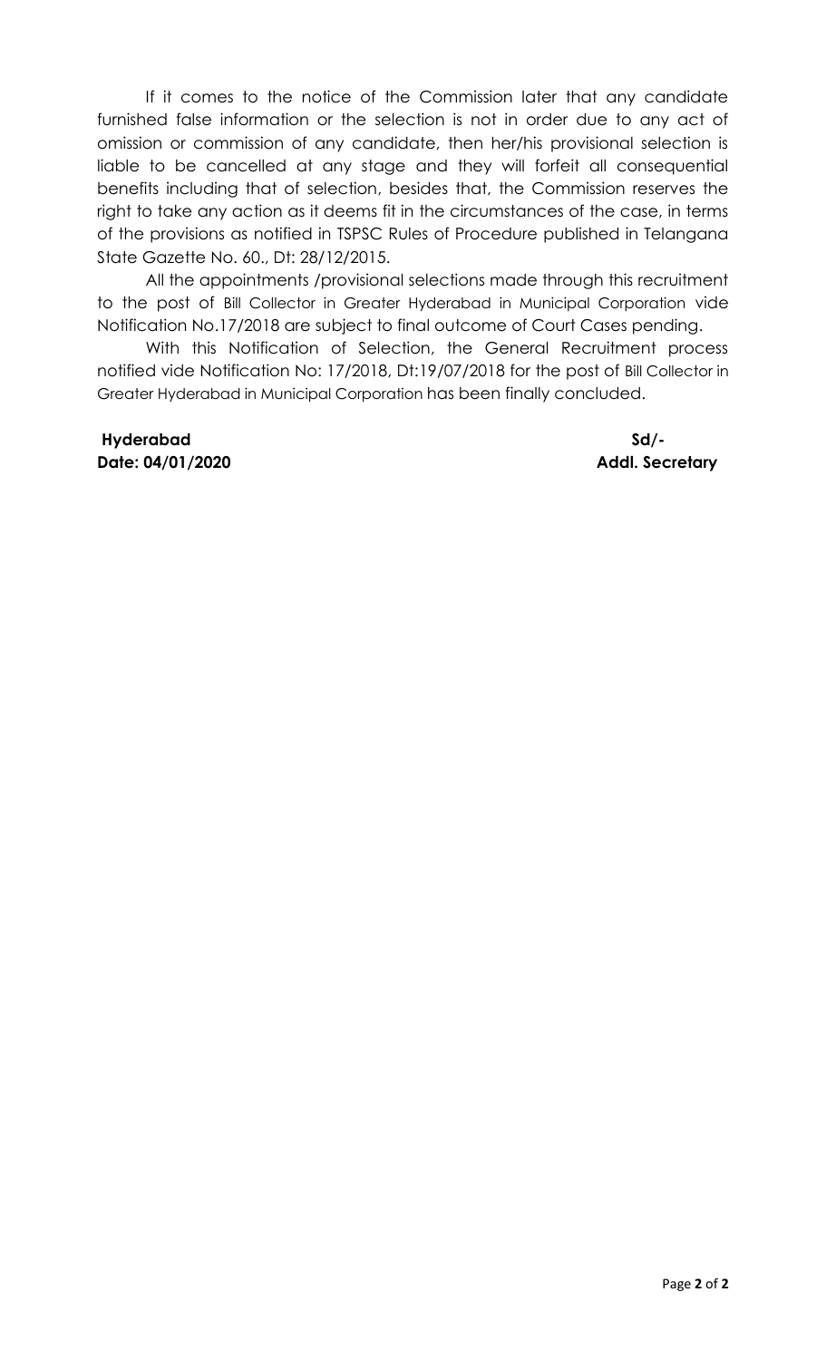If it comes to the notice of the Commission later that any candidate furnished false information or the selection is not in order due to any act of omission or commission of any candidate, then her/his provisional selection is liable to be cancelled at any stage and they will forfeit all consequential benefits including that of selection, besides that, the Commission reserves the right to take any action as it deems fit in the circumstances of the case, in terms of the provisions as notified in TSPSC Rules of Procedure published in Telangana State Gazette No. 60., Dt: 28/12/2015.

All the appointments /provisional selections made through this recruitment to the post of Bill Collector in Greater Hyderabad in Municipal Corporation vide Notification No.17/2018 are subject to final outcome of Court Cases pending.

With this Notification of Selection, the General Recruitment process notified vide Notification No: 17/2018, Dt:19/07/2018 for the post of Bill Collector in Greater Hyderabad in Municipal Corporation has been finally concluded.

**Hyderabad** **Sd/-**

**Date: 04/01/2020** **Addl. Secretary**